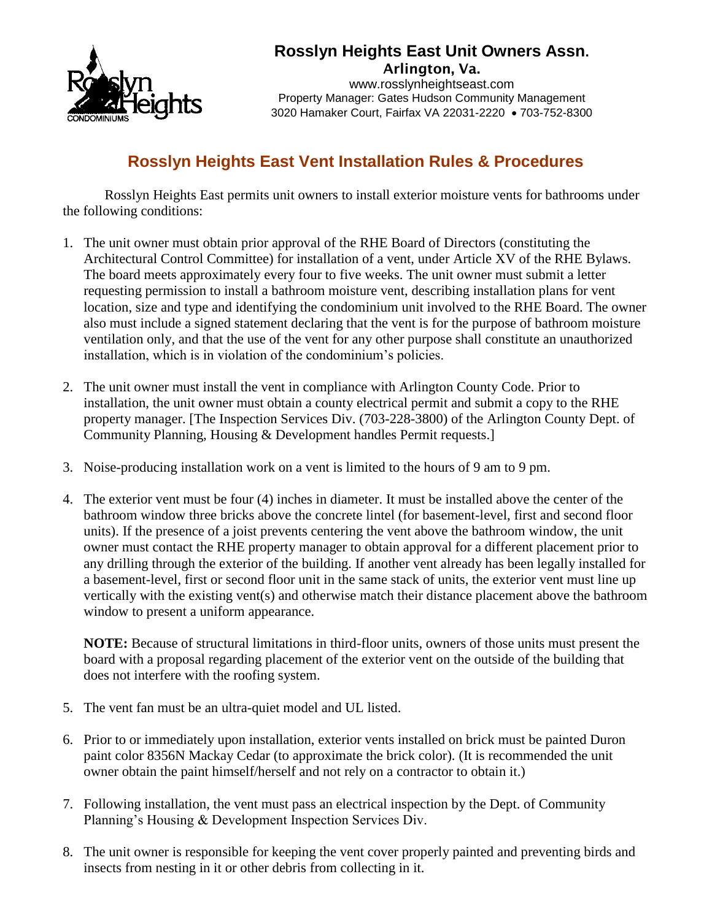# Rosslyn Heights East Unit Owners Assn.

**Arlington, Va.**

www.rosslynheightseast.com
Property Manager: Gates Hudson Community Management
3020 Hamaker Court, Fairfax VA 22031-2220 • 703-752-8300

## Rosslyn Heights East Vent Installation Rules & Procedures

Rosslyn Heights East permits unit owners to install exterior moisture vents for bathrooms under the following conditions:

1. The unit owner must obtain prior approval of the RHE Board of Directors (constituting the Architectural Control Committee) for installation of a vent, under Article XV of the RHE Bylaws. The board meets approximately every four to five weeks. The unit owner must submit a letter requesting permission to install a bathroom moisture vent, describing installation plans for vent location, size and type and identifying the condominium unit involved to the RHE Board. The owner also must include a signed statement declaring that the vent is for the purpose of bathroom moisture ventilation only, and that the use of the vent for any other purpose shall constitute an unauthorized installation, which is in violation of the condominium's policies.

2. The unit owner must install the vent in compliance with Arlington County Code. Prior to installation, the unit owner must obtain a county electrical permit and submit a copy to the RHE property manager. [The Inspection Services Div. (703-228-3800) of the Arlington County Dept. of Community Planning, Housing & Development handles Permit requests.]

3. Noise-producing installation work on a vent is limited to the hours of 9 am to 9 pm.

4. The exterior vent must be four (4) inches in diameter. It must be installed above the center of the bathroom window three bricks above the concrete lintel (for basement-level, first and second floor units). If the presence of a joist prevents centering the vent above the bathroom window, the unit owner must contact the RHE property manager to obtain approval for a different placement prior to any drilling through the exterior of the building. If another vent already has been legally installed for a basement-level, first or second floor unit in the same stack of units, the exterior vent must line up vertically with the existing vent(s) and otherwise match their distance placement above the bathroom window to present a uniform appearance.

   **NOTE:** Because of structural limitations in third-floor units, owners of those units must present the board with a proposal regarding placement of the exterior vent on the outside of the building that does not interfere with the roofing system.

5. The vent fan must be an ultra-quiet model and UL listed.

6. Prior to or immediately upon installation, exterior vents installed on brick must be painted Duron paint color 8356N Mackay Cedar (to approximate the brick color). (It is recommended the unit owner obtain the paint himself/herself and not rely on a contractor to obtain it.)

7. Following installation, the vent must pass an electrical inspection by the Dept. of Community Planning's Housing & Development Inspection Services Div.

8. The unit owner is responsible for keeping the vent cover properly painted and preventing birds and insects from nesting in it or other debris from collecting in it.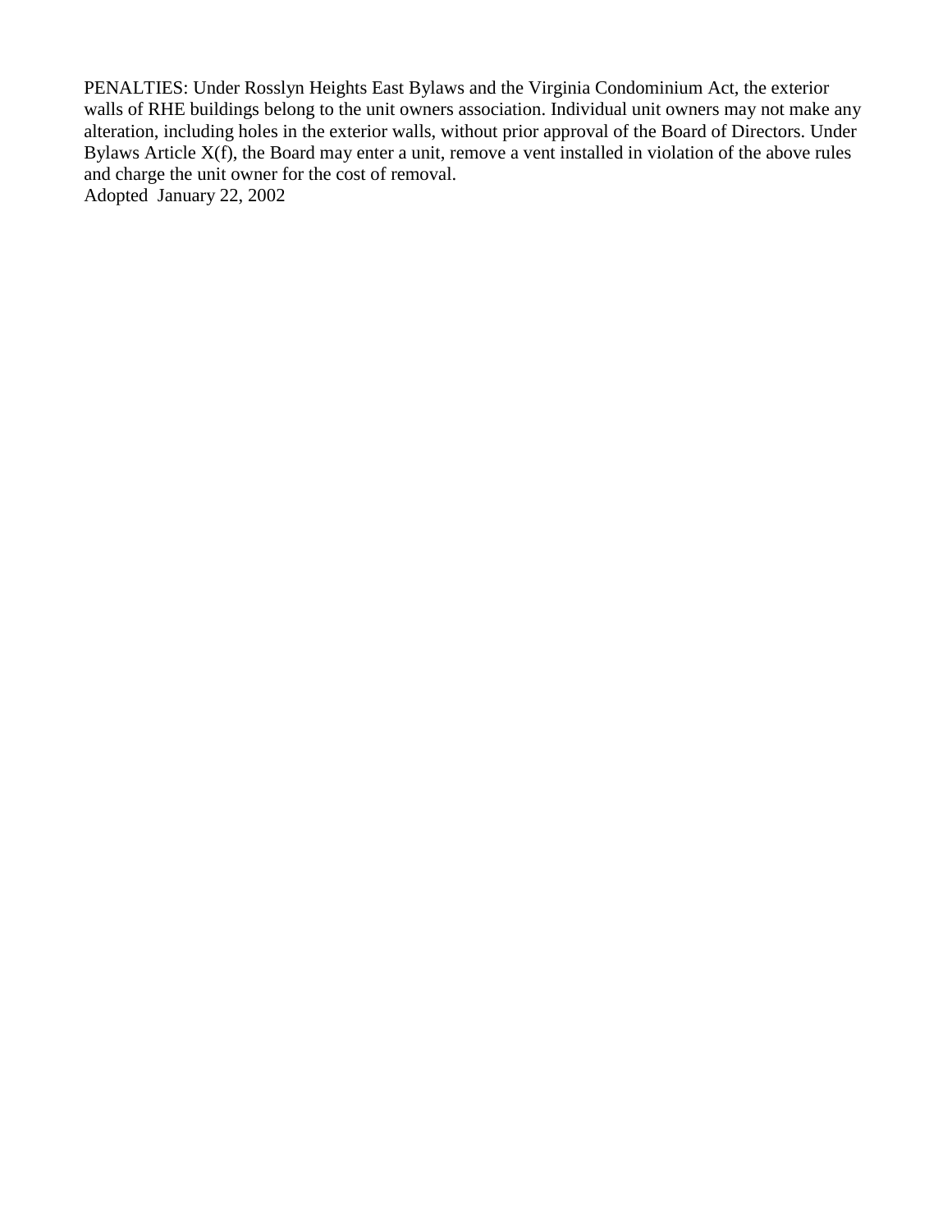PENALTIES: Under Rosslyn Heights East Bylaws and the Virginia Condominium Act, the exterior walls of RHE buildings belong to the unit owners association. Individual unit owners may not make any alteration, including holes in the exterior walls, without prior approval of the Board of Directors. Under Bylaws Article X(f), the Board may enter a unit, remove a vent installed in violation of the above rules and charge the unit owner for the cost of removal.

Adopted January 22, 2002